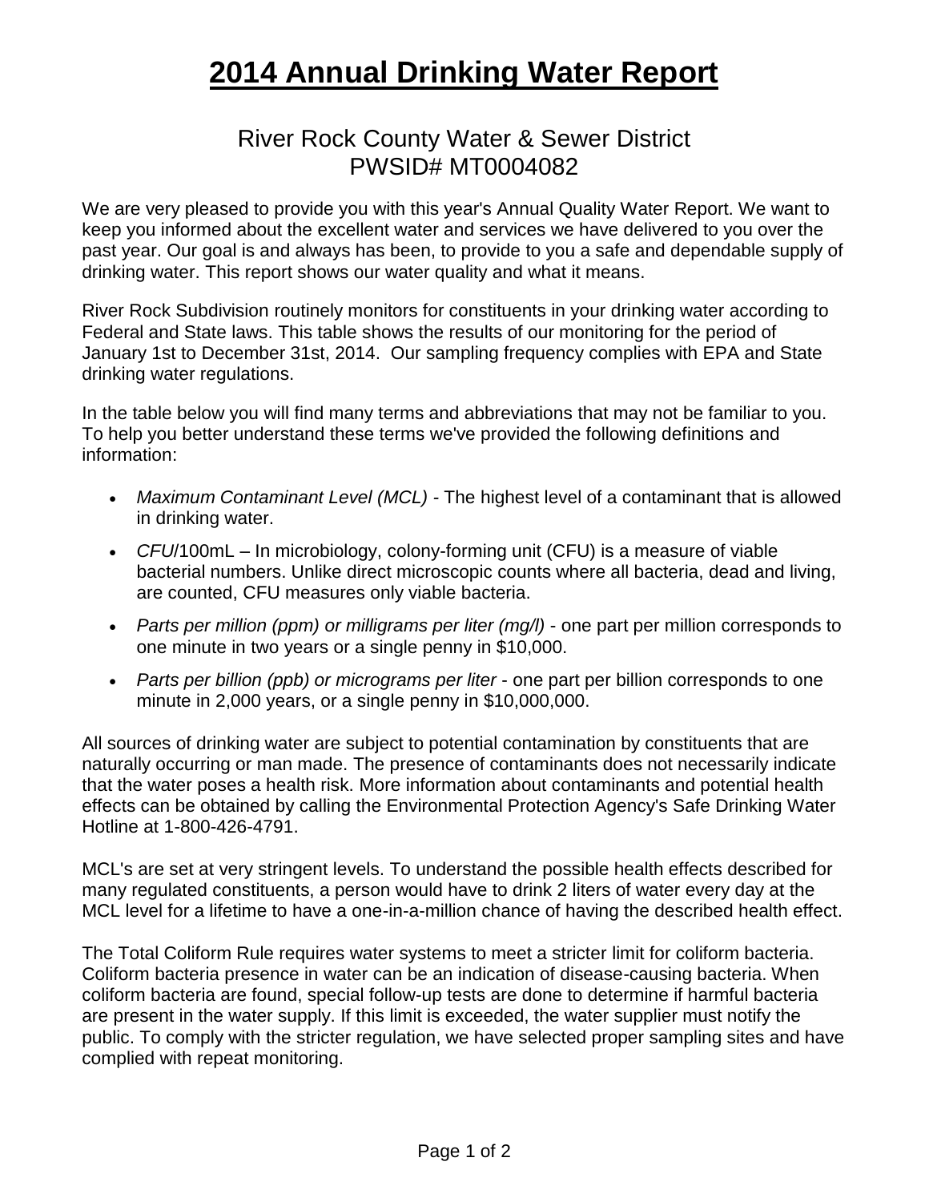# 2014 Annual Drinking Water Report

## River Rock County Water & Sewer District
## PWSID# MT0004082

We are very pleased to provide you with this year's Annual Quality Water Report. We want to keep you informed about the excellent water and services we have delivered to you over the past year. Our goal is and always has been, to provide to you a safe and dependable supply of drinking water. This report shows our water quality and what it means.

River Rock Subdivision routinely monitors for constituents in your drinking water according to Federal and State laws. This table shows the results of our monitoring for the period of January 1st to December 31st, 2014. Our sampling frequency complies with EPA and State drinking water regulations.

In the table below you will find many terms and abbreviations that may not be familiar to you. To help you better understand these terms we've provided the following definitions and information:

- *Maximum Contaminant Level (MCL)* - The highest level of a contaminant that is allowed in drinking water.
- *CFU*/100mL – In microbiology, colony-forming unit (CFU) is a measure of viable bacterial numbers. Unlike direct microscopic counts where all bacteria, dead and living, are counted, CFU measures only viable bacteria.
- *Parts per million (ppm) or milligrams per liter (mg/l)* - one part per million corresponds to one minute in two years or a single penny in $10,000.
- *Parts per billion (ppb) or micrograms per liter* - one part per billion corresponds to one minute in 2,000 years, or a single penny in $10,000,000.

All sources of drinking water are subject to potential contamination by constituents that are naturally occurring or man made. The presence of contaminants does not necessarily indicate that the water poses a health risk. More information about contaminants and potential health effects can be obtained by calling the Environmental Protection Agency's Safe Drinking Water Hotline at 1-800-426-4791.

MCL's are set at very stringent levels. To understand the possible health effects described for many regulated constituents, a person would have to drink 2 liters of water every day at the MCL level for a lifetime to have a one-in-a-million chance of having the described health effect.

The Total Coliform Rule requires water systems to meet a stricter limit for coliform bacteria. Coliform bacteria presence in water can be an indication of disease-causing bacteria. When coliform bacteria are found, special follow-up tests are done to determine if harmful bacteria are present in the water supply. If this limit is exceeded, the water supplier must notify the public. To comply with the stricter regulation, we have selected proper sampling sites and have complied with repeat monitoring.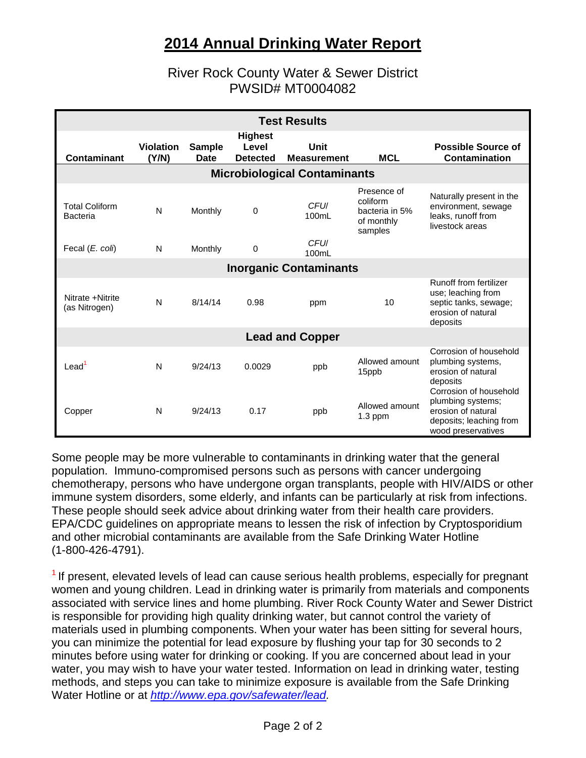# 2014 Annual Drinking Water Report

River Rock County Water & Sewer District
PWSID# MT0004082

| Contaminant | Violation (Y/N) | Sample Date | Highest Level Detected | Unit Measurement | MCL | Possible Source of Contamination |
|---|---|---|---|---|---|---|
| **Test Results** | | | | | | |
| **Microbiological Contaminants** | | | | | | |
| Total Coliform Bacteria | N | Monthly | 0 | CFU/ 100mL | Presence of coliform bacteria in 5% of monthly samples | Naturally present in the environment, sewage leaks, runoff from livestock areas |
| Fecal (*E. coli*) | N | Monthly | 0 | CFU/ 100mL | | |
| **Inorganic Contaminants** | | | | | | |
| Nitrate +Nitrite (as Nitrogen) | N | 8/14/14 | 0.98 | ppm | 10 | Runoff from fertilizer use; leaching from septic tanks, sewage; erosion of natural deposits |
| **Lead and Copper** | | | | | | |
| Lead[1] | N | 9/24/13 | 0.0029 | ppb | Allowed amount 15ppb | Corrosion of household plumbing systems, erosion of natural deposits |
| Copper | N | 9/24/13 | 0.17 | ppb | Allowed amount 1.3 ppm | Corrosion of household plumbing systems; erosion of natural deposits; leaching from wood preservatives |

Some people may be more vulnerable to contaminants in drinking water that the general population. Immuno-compromised persons such as persons with cancer undergoing chemotherapy, persons who have undergone organ transplants, people with HIV/AIDS or other immune system disorders, some elderly, and infants can be particularly at risk from infections. These people should seek advice about drinking water from their health care providers. EPA/CDC guidelines on appropriate means to lessen the risk of infection by Cryptosporidium and other microbial contaminants are available from the Safe Drinking Water Hotline (1-800-426-4791).

[1] If present, elevated levels of lead can cause serious health problems, especially for pregnant women and young children. Lead in drinking water is primarily from materials and components associated with service lines and home plumbing. River Rock County Water and Sewer District is responsible for providing high quality drinking water, but cannot control the variety of materials used in plumbing components. When your water has been sitting for several hours, you can minimize the potential for lead exposure by flushing your tap for 30 seconds to 2 minutes before using water for drinking or cooking. If you are concerned about lead in your water, you may wish to have your water tested. Information on lead in drinking water, testing methods, and steps you can take to minimize exposure is available from the Safe Drinking Water Hotline or at [http://www.epa.gov/safewater/lead](http://www.epa.gov/safewater/lead).